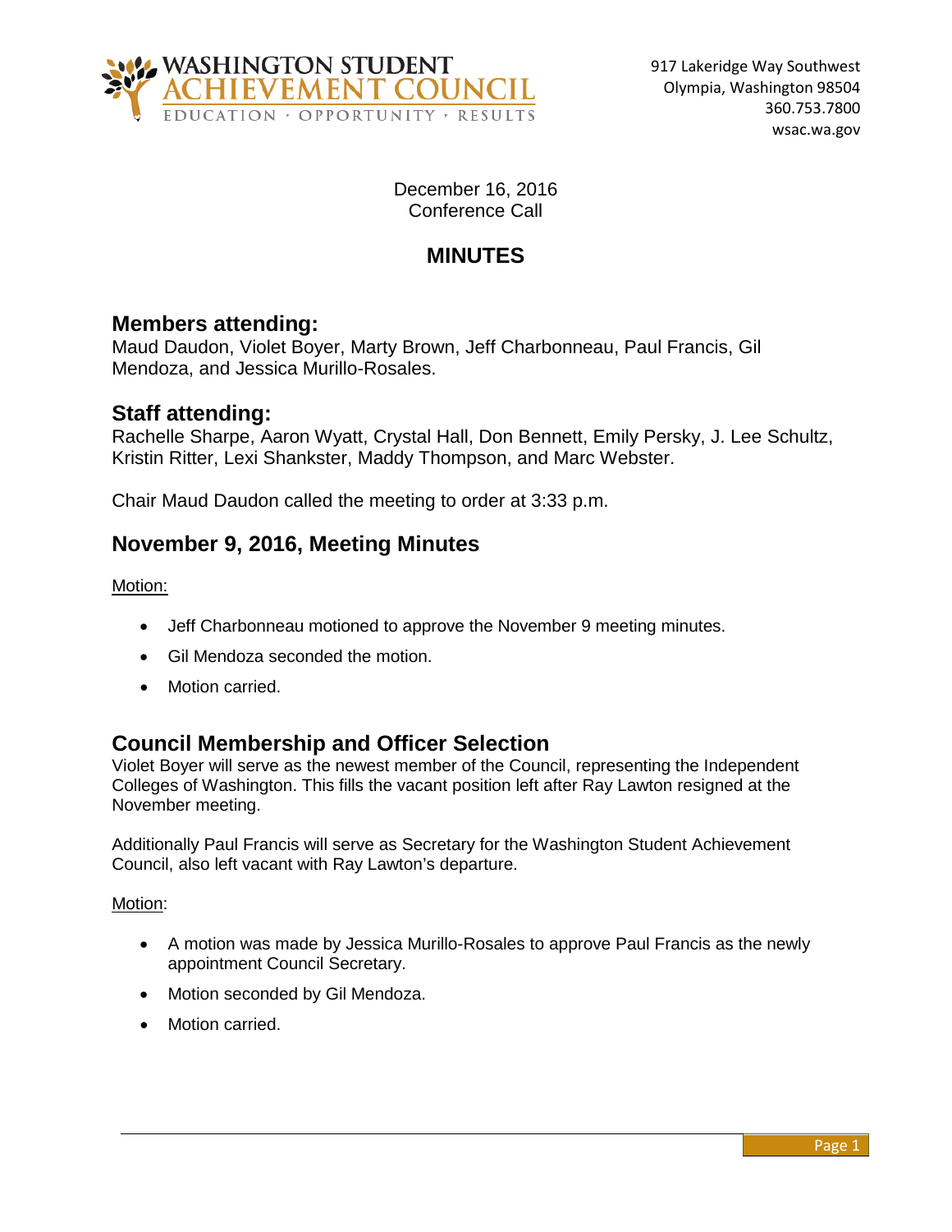WASHINGTON STUDENT ACHIEVEMENT COUNCIL
EDUCATION · OPPORTUNITY · RESULTS

917 Lakeridge Way Southwest
Olympia, Washington 98504
360.753.7800
wsac.wa.gov

December 16, 2016
Conference Call

# MINUTES

## Members attending:

Maud Daudon, Violet Boyer, Marty Brown, Jeff Charbonneau, Paul Francis, Gil Mendoza, and Jessica Murillo-Rosales.

## Staff attending:

Rachelle Sharpe, Aaron Wyatt, Crystal Hall, Don Bennett, Emily Persky, J. Lee Schultz, Kristin Ritter, Lexi Shankster, Maddy Thompson, and Marc Webster.

Chair Maud Daudon called the meeting to order at 3:33 p.m.

## November 9, 2016, Meeting Minutes

Motion:

- Jeff Charbonneau motioned to approve the November 9 meeting minutes.
- Gil Mendoza seconded the motion.
- Motion carried.

## Council Membership and Officer Selection

Violet Boyer will serve as the newest member of the Council, representing the Independent Colleges of Washington. This fills the vacant position left after Ray Lawton resigned at the November meeting.

Additionally Paul Francis will serve as Secretary for the Washington Student Achievement Council, also left vacant with Ray Lawton's departure.

Motion:

- A motion was made by Jessica Murillo-Rosales to approve Paul Francis as the newly appointment Council Secretary.
- Motion seconded by Gil Mendoza.
- Motion carried.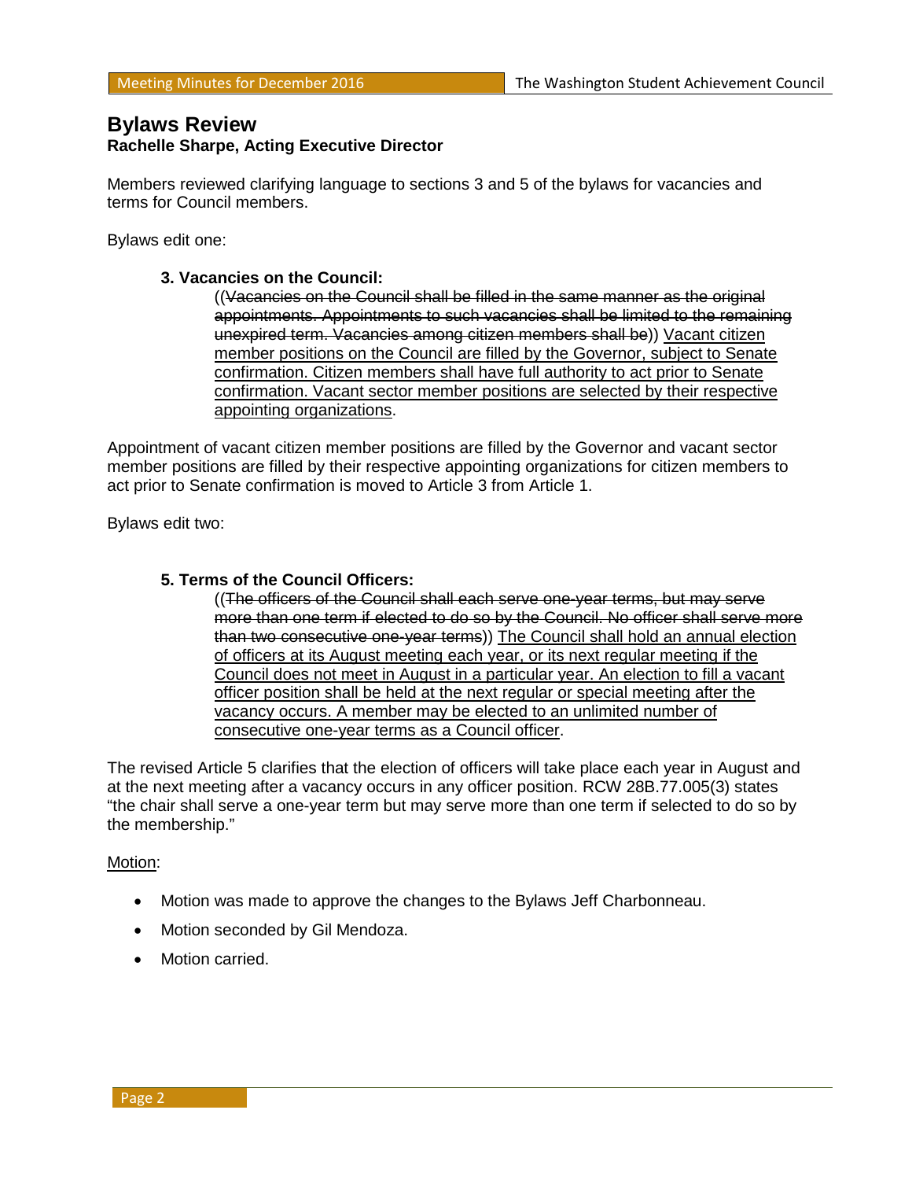## Bylaws Review

**Rachelle Sharpe, Acting Executive Director**

Members reviewed clarifying language to sections 3 and 5 of the bylaws for vacancies and terms for Council members.

Bylaws edit one:

> **3. Vacancies on the Council:**
>
> ((~~Vacancies on the Council shall be filled in the same manner as the original appointments. Appointments to such vacancies shall be limited to the remaining unexpired term. Vacancies among citizen members shall be~~)) <u>Vacant citizen member positions on the Council are filled by the Governor, subject to Senate confirmation. Citizen members shall have full authority to act prior to Senate confirmation. Vacant sector member positions are selected by their respective appointing organizations</u>.

Appointment of vacant citizen member positions are filled by the Governor and vacant sector member positions are filled by their respective appointing organizations for citizen members to act prior to Senate confirmation is moved to Article 3 from Article 1.

Bylaws edit two:

> **5. Terms of the Council Officers:**
>
> ((~~The officers of the Council shall each serve one-year terms, but may serve more than one term if elected to do so by the Council. No officer shall serve more than two consecutive one-year terms~~)) <u>The Council shall hold an annual election of officers at its August meeting each year, or its next regular meeting if the Council does not meet in August in a particular year. An election to fill a vacant officer position shall be held at the next regular or special meeting after the vacancy occurs. A member may be elected to an unlimited number of consecutive one-year terms as a Council officer</u>.

The revised Article 5 clarifies that the election of officers will take place each year in August and at the next meeting after a vacancy occurs in any officer position. RCW 28B.77.005(3) states "the chair shall serve a one-year term but may serve more than one term if selected to do so by the membership."

<u>Motion</u>:

- Motion was made to approve the changes to the Bylaws Jeff Charbonneau.
- Motion seconded by Gil Mendoza.
- Motion carried.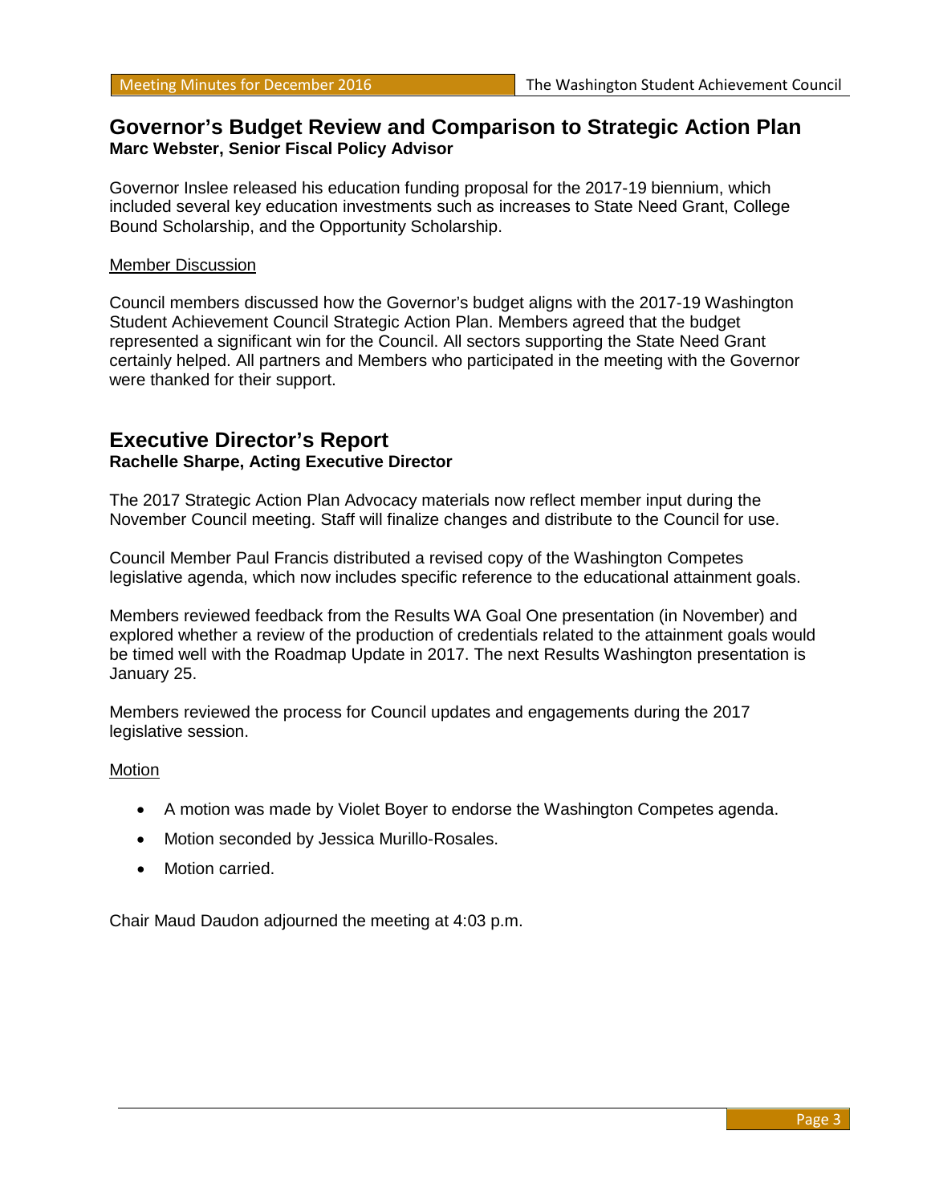## Governor's Budget Review and Comparison to Strategic Action Plan

**Marc Webster, Senior Fiscal Policy Advisor**

Governor Inslee released his education funding proposal for the 2017-19 biennium, which included several key education investments such as increases to State Need Grant, College Bound Scholarship, and the Opportunity Scholarship.

Member Discussion

Council members discussed how the Governor's budget aligns with the 2017-19 Washington Student Achievement Council Strategic Action Plan. Members agreed that the budget represented a significant win for the Council. All sectors supporting the State Need Grant certainly helped. All partners and Members who participated in the meeting with the Governor were thanked for their support.

## Executive Director's Report

**Rachelle Sharpe, Acting Executive Director**

The 2017 Strategic Action Plan Advocacy materials now reflect member input during the November Council meeting. Staff will finalize changes and distribute to the Council for use.

Council Member Paul Francis distributed a revised copy of the Washington Competes legislative agenda, which now includes specific reference to the educational attainment goals.

Members reviewed feedback from the Results WA Goal One presentation (in November) and explored whether a review of the production of credentials related to the attainment goals would be timed well with the Roadmap Update in 2017. The next Results Washington presentation is January 25.

Members reviewed the process for Council updates and engagements during the 2017 legislative session.

Motion

- A motion was made by Violet Boyer to endorse the Washington Competes agenda.
- Motion seconded by Jessica Murillo-Rosales.
- Motion carried.

Chair Maud Daudon adjourned the meeting at 4:03 p.m.